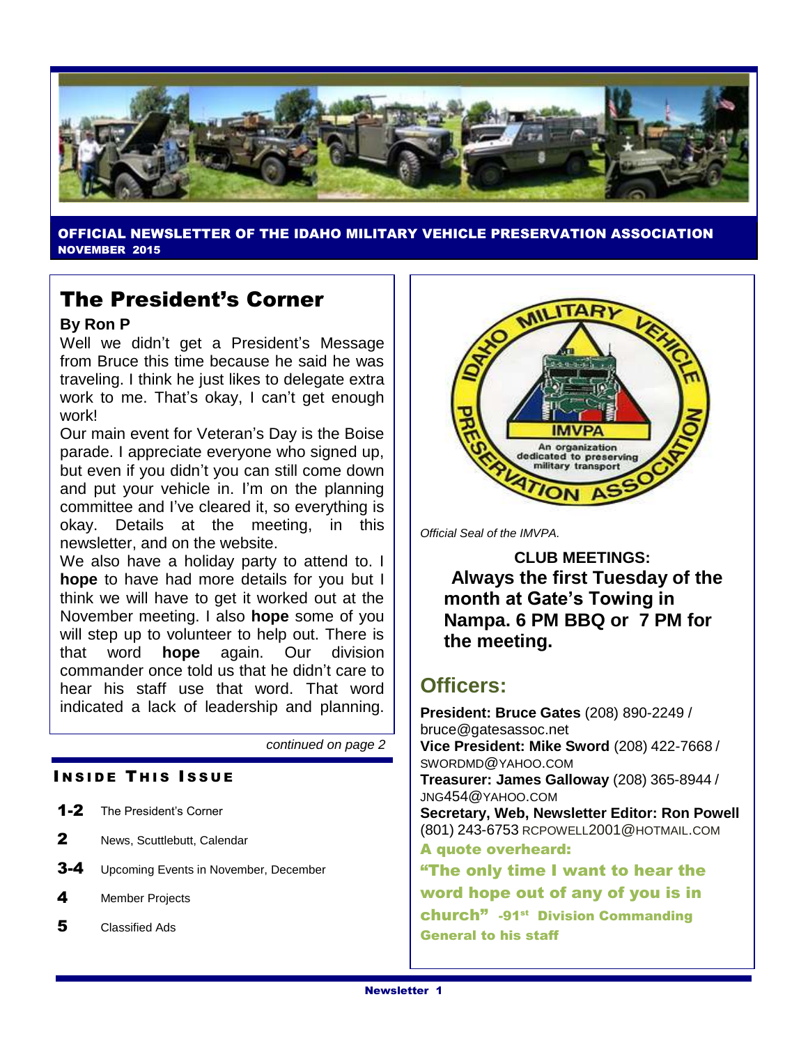**OFFICIAL NEWSLETTER OF THE IDAHO MILITARY VEHICLE PRESERVATION ASSOCIATION**
**NOVEMBER 2015**

# The President's Corner

**By Ron P**

Well we didn't get a President's Message from Bruce this time because he said he was traveling. I think he just likes to delegate extra work to me. That's okay, I can't get enough work!

Our main event for Veteran's Day is the Boise parade. I appreciate everyone who signed up, but even if you didn't you can still come down and put your vehicle in. I'm on the planning committee and I've cleared it, so everything is okay. Details at the meeting, in this newsletter, and on the website.

We also have a holiday party to attend to. I **hope** to have had more details for you but I think we will have to get it worked out at the November meeting. I also **hope** some of you will step up to volunteer to help out. There is that word **hope** again. Our division commander once told us that he didn't care to hear his staff use that word. That word indicated a lack of leadership and planning.

*continued on page 2*

## INSIDE THIS ISSUE

| | |
|---|---|
| **1-2** | The President's Corner |
| **2** | News, Scuttlebutt, Calendar |
| **3-4** | Upcoming Events in November, December |
| **4** | Member Projects |
| **5** | Classified Ads |

*Official Seal of the IMVPA.*

**CLUB MEETINGS:**
**Always the first Tuesday of the month at Gate's Towing in Nampa. 6 PM BBQ or 7 PM for the meeting.**

## Officers:

**President: Bruce Gates** (208) 890-2249 / bruce@gatesassoc.net
**Vice President: Mike Sword** (208) 422-7668 / SWORDMD@YAHOO.COM
**Treasurer: James Galloway** (208) 365-8944 / JNG454@YAHOO.COM
**Secretary, Web, Newsletter Editor: Ron Powell** (801) 243-6753 RCPOWELL2001@HOTMAIL.COM

**A quote overheard:**
**"The only time I want to hear the word hope out of any of you is in church" -91st Division Commanding General to his staff**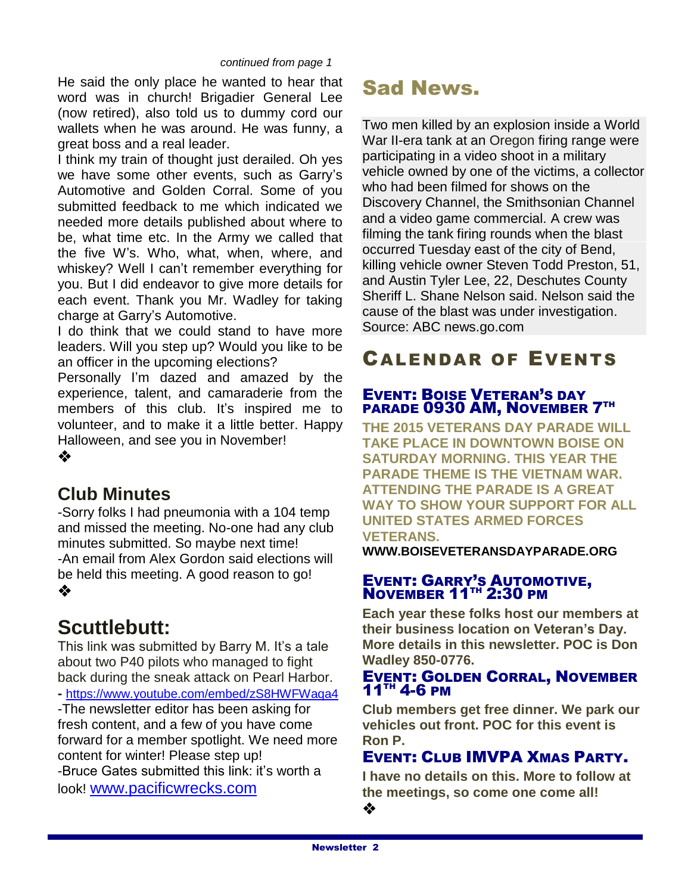*continued from page 1*

He said the only place he wanted to hear that word was in church! Brigadier General Lee (now retired), also told us to dummy cord our wallets when he was around. He was funny, a great boss and a real leader.

I think my train of thought just derailed. Oh yes we have some other events, such as Garry's Automotive and Golden Corral. Some of you submitted feedback to me which indicated we needed more details published about where to be, what time etc. In the Army we called that the five W's. Who, what, when, where, and whiskey? Well I can't remember everything for you. But I did endeavor to give more details for each event. Thank you Mr. Wadley for taking charge at Garry's Automotive.

I do think that we could stand to have more leaders. Will you step up? Would you like to be an officer in the upcoming elections?

Personally I'm dazed and amazed by the experience, talent, and camaraderie from the members of this club. It's inspired me to volunteer, and to make it a little better. Happy Halloween, and see you in November!

❖

## Club Minutes

-Sorry folks I had pneumonia with a 104 temp and missed the meeting. No-one had any club minutes submitted. So maybe next time!

-An email from Alex Gordon said elections will be held this meeting. A good reason to go!

❖

# Scuttlebutt:

This link was submitted by Barry M. It's a tale about two P40 pilots who managed to fight back during the sneak attack on Pearl Harbor.

- https://www.youtube.com/embed/zS8HWFWaqa4

-The newsletter editor has been asking for fresh content, and a few of you have come forward for a member spotlight. We need more content for winter! Please step up!

-Bruce Gates submitted this link: it's worth a look! www.pacificwrecks.com

# Sad News.

Two men killed by an explosion inside a World War II-era tank at an Oregon firing range were participating in a video shoot in a military vehicle owned by one of the victims, a collector who had been filmed for shows on the Discovery Channel, the Smithsonian Channel and a video game commercial. A crew was filming the tank firing rounds when the blast occurred Tuesday east of the city of Bend, killing vehicle owner Steven Todd Preston, 51, and Austin Tyler Lee, 22, Deschutes County Sheriff L. Shane Nelson said. Nelson said the cause of the blast was under investigation. Source: ABC news.go.com

# Calendar of Events

### Event: Boise Veteran's day parade 0930 AM, November 7th

**THE 2015 VETERANS DAY PARADE WILL TAKE PLACE IN DOWNTOWN BOISE ON SATURDAY MORNING. THIS YEAR THE PARADE THEME IS THE VIETNAM WAR. ATTENDING THE PARADE IS A GREAT WAY TO SHOW YOUR SUPPORT FOR ALL UNITED STATES ARMED FORCES VETERANS.**

**WWW.BOISEVETERANSDAYPARADE.ORG**

### Event: Garry's Automotive, November 11th 2:30 pm

**Each year these folks host our members at their business location on Veteran's Day. More details in this newsletter. POC is Don Wadley 850-0776.**

### Event: Golden Corral, November 11th 4-6 pm

**Club members get free dinner. We park our vehicles out front. POC for this event is Ron P.**

### Event: Club IMVPA Xmas Party.

**I have no details on this. More to follow at the meetings, so come one come all!**

❖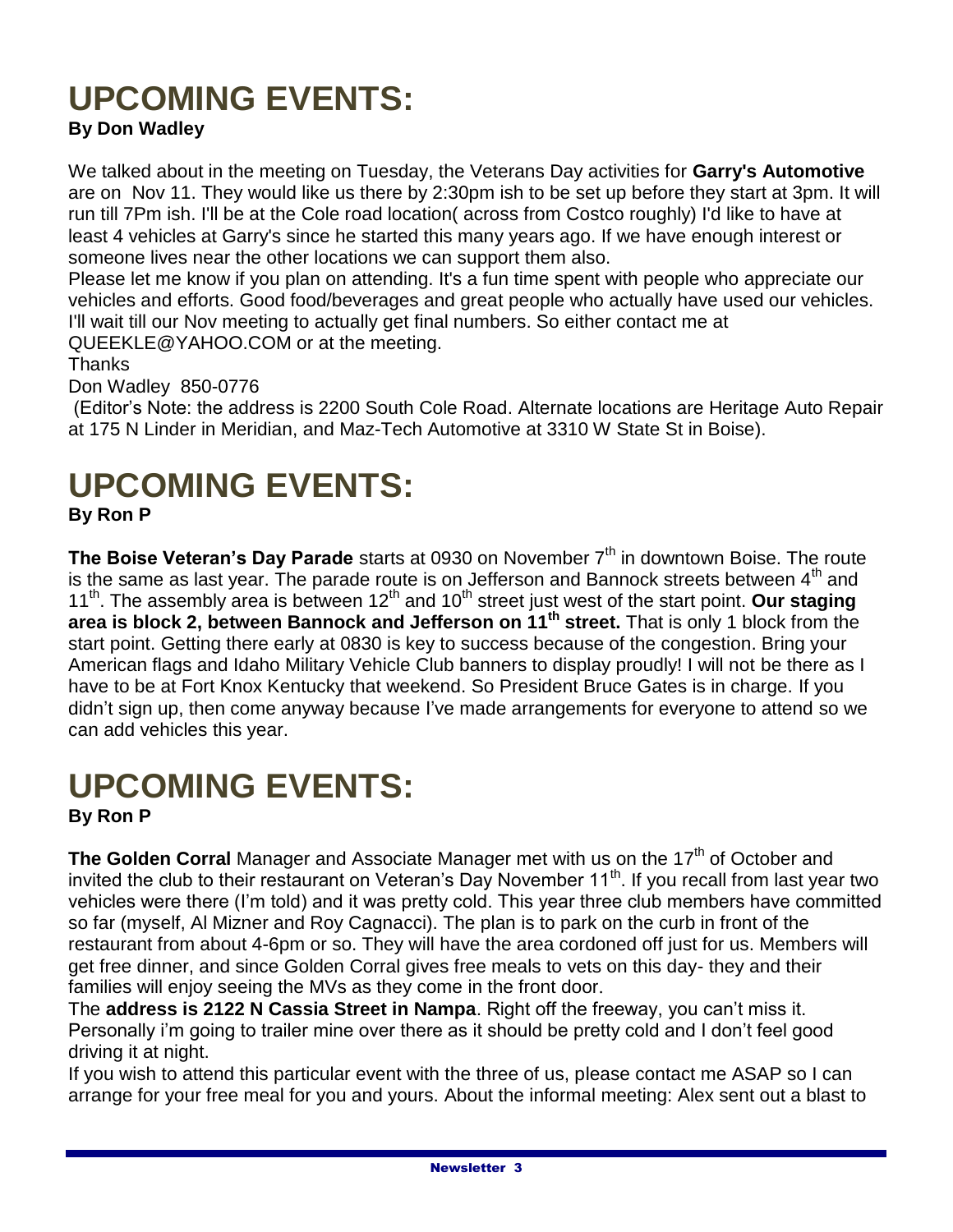# UPCOMING EVENTS:

**By Don Wadley**

We talked about in the meeting on Tuesday, the Veterans Day activities for **Garry's Automotive** are on Nov 11. They would like us there by 2:30pm ish to be set up before they start at 3pm. It will run till 7Pm ish. I'll be at the Cole road location( across from Costco roughly) I'd like to have at least 4 vehicles at Garry's since he started this many years ago. If we have enough interest or someone lives near the other locations we can support them also.

Please let me know if you plan on attending. It's a fun time spent with people who appreciate our vehicles and efforts. Good food/beverages and great people who actually have used our vehicles. I'll wait till our Nov meeting to actually get final numbers. So either contact me at QUEEKLE@YAHOO.COM or at the meeting.

Thanks

Don Wadley 850-0776

(Editor's Note: the address is 2200 South Cole Road. Alternate locations are Heritage Auto Repair at 175 N Linder in Meridian, and Maz-Tech Automotive at 3310 W State St in Boise).

# UPCOMING EVENTS:

**By Ron P**

**The Boise Veteran's Day Parade** starts at 0930 on November 7th in downtown Boise. The route is the same as last year. The parade route is on Jefferson and Bannock streets between 4th and 11th. The assembly area is between 12th and 10th street just west of the start point. **Our staging area is block 2, between Bannock and Jefferson on 11th street.** That is only 1 block from the start point. Getting there early at 0830 is key to success because of the congestion. Bring your American flags and Idaho Military Vehicle Club banners to display proudly! I will not be there as I have to be at Fort Knox Kentucky that weekend. So President Bruce Gates is in charge. If you didn't sign up, then come anyway because I've made arrangements for everyone to attend so we can add vehicles this year.

# UPCOMING EVENTS:

**By Ron P**

**The Golden Corral** Manager and Associate Manager met with us on the 17th of October and invited the club to their restaurant on Veteran's Day November 11th. If you recall from last year two vehicles were there (I'm told) and it was pretty cold. This year three club members have committed so far (myself, Al Mizner and Roy Cagnacci). The plan is to park on the curb in front of the restaurant from about 4-6pm or so. They will have the area cordoned off just for us. Members will get free dinner, and since Golden Corral gives free meals to vets on this day- they and their families will enjoy seeing the MVs as they come in the front door.

The **address is 2122 N Cassia Street in Nampa**. Right off the freeway, you can't miss it. Personally i'm going to trailer mine over there as it should be pretty cold and I don't feel good driving it at night.

If you wish to attend this particular event with the three of us, please contact me ASAP so I can arrange for your free meal for you and yours. About the informal meeting: Alex sent out a blast to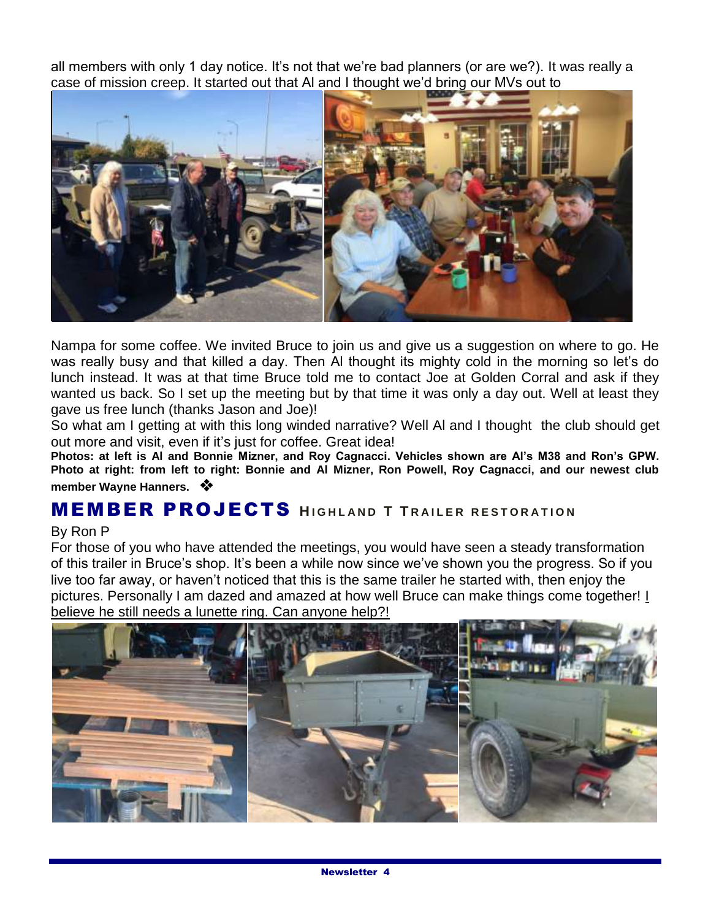all members with only 1 day notice. It's not that we're bad planners (or are we?). It was really a case of mission creep. It started out that Al and I thought we'd bring our MVs out to Nampa for some coffee. We invited Bruce to join us and give us a suggestion on where to go. He was really busy and that killed a day. Then Al thought its mighty cold in the morning so let's do lunch instead. It was at that time Bruce told me to contact Joe at Golden Corral and ask if they wanted us back. So I set up the meeting but by that time it was only a day out. Well at least they gave us free lunch (thanks Jason and Joe)!

So what am I getting at with this long winded narrative? Well Al and I thought the club should get out more and visit, even if it's just for coffee. Great idea!

**Photos: at left is Al and Bonnie Mizner, and Roy Cagnacci. Vehicles shown are Al's M38 and Ron's GPW. Photo at right: from left to right: Bonnie and Al Mizner, Ron Powell, Roy Cagnacci, and our newest club member Wayne Hanners.** ❖

## MEMBER PROJECTS HIGHLAND T TRAILER RESTORATION

By Ron P

For those of you who have attended the meetings, you would have seen a steady transformation of this trailer in Bruce's shop. It's been a while now since we've shown you the progress. So if you live too far away, or haven't noticed that this is the same trailer he started with, then enjoy the pictures. Personally I am dazed and amazed at how well Bruce can make things come together! <u>I believe he still needs a lunette ring. Can anyone help?!</u>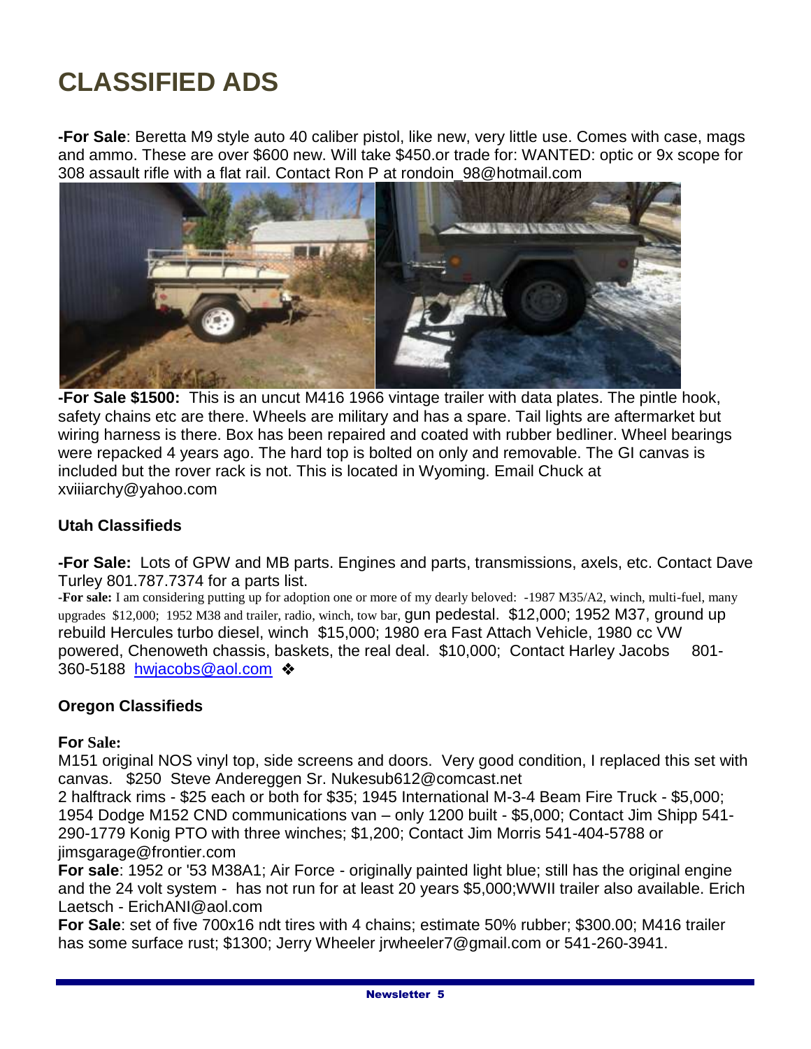# CLASSIFIED ADS

**-For Sale**: Beretta M9 style auto 40 caliber pistol, like new, very little use. Comes with case, mags and ammo. These are over $600 new. Will take $450.or trade for: WANTED: optic or 9x scope for 308 assault rifle with a flat rail. Contact Ron P at rondoin_98@hotmail.com

**-For Sale $1500:** This is an uncut M416 1966 vintage trailer with data plates. The pintle hook, safety chains etc are there. Wheels are military and has a spare. Tail lights are aftermarket but wiring harness is there. Box has been repaired and coated with rubber bedliner. Wheel bearings were repacked 4 years ago. The hard top is bolted on only and removable. The GI canvas is included but the rover rack is not. This is located in Wyoming. Email Chuck at xviiiarchy@yahoo.com

### Utah Classifieds

**-For Sale:** Lots of GPW and MB parts. Engines and parts, transmissions, axels, etc. Contact Dave Turley 801.787.7374 for a parts list.

**-For sale:** I am considering putting up for adoption one or more of my dearly beloved: -1987 M35/A2, winch, multi-fuel, many upgrades $12,000; 1952 M38 and trailer, radio, winch, tow bar, gun pedestal. $12,000; 1952 M37, ground up rebuild Hercules turbo diesel, winch $15,000; 1980 era Fast Attach Vehicle, 1980 cc VW powered, Chenoweth chassis, baskets, the real deal. $10,000; Contact Harley Jacobs 801-360-5188 hwjacobs@aol.com ❖

### Oregon Classifieds

**For Sale:**

M151 original NOS vinyl top, side screens and doors. Very good condition, I replaced this set with canvas. $250 Steve Andereggen Sr. Nukesub612@comcast.net

2 halftrack rims - $25 each or both for $35; 1945 International M-3-4 Beam Fire Truck - $5,000; 1954 Dodge M152 CND communications van – only 1200 built - $5,000; Contact Jim Shipp 541-290-1779 Konig PTO with three winches; $1,200; Contact Jim Morris 541-404-5788 or jimsgarage@frontier.com

**For sale**: 1952 or '53 M38A1; Air Force - originally painted light blue; still has the original engine and the 24 volt system - has not run for at least 20 years $5,000;WWII trailer also available. Erich Laetsch - ErichANI@aol.com

**For Sale**: set of five 700x16 ndt tires with 4 chains; estimate 50% rubber; $300.00; M416 trailer has some surface rust; $1300; Jerry Wheeler jrwheeler7@gmail.com or 541-260-3941.